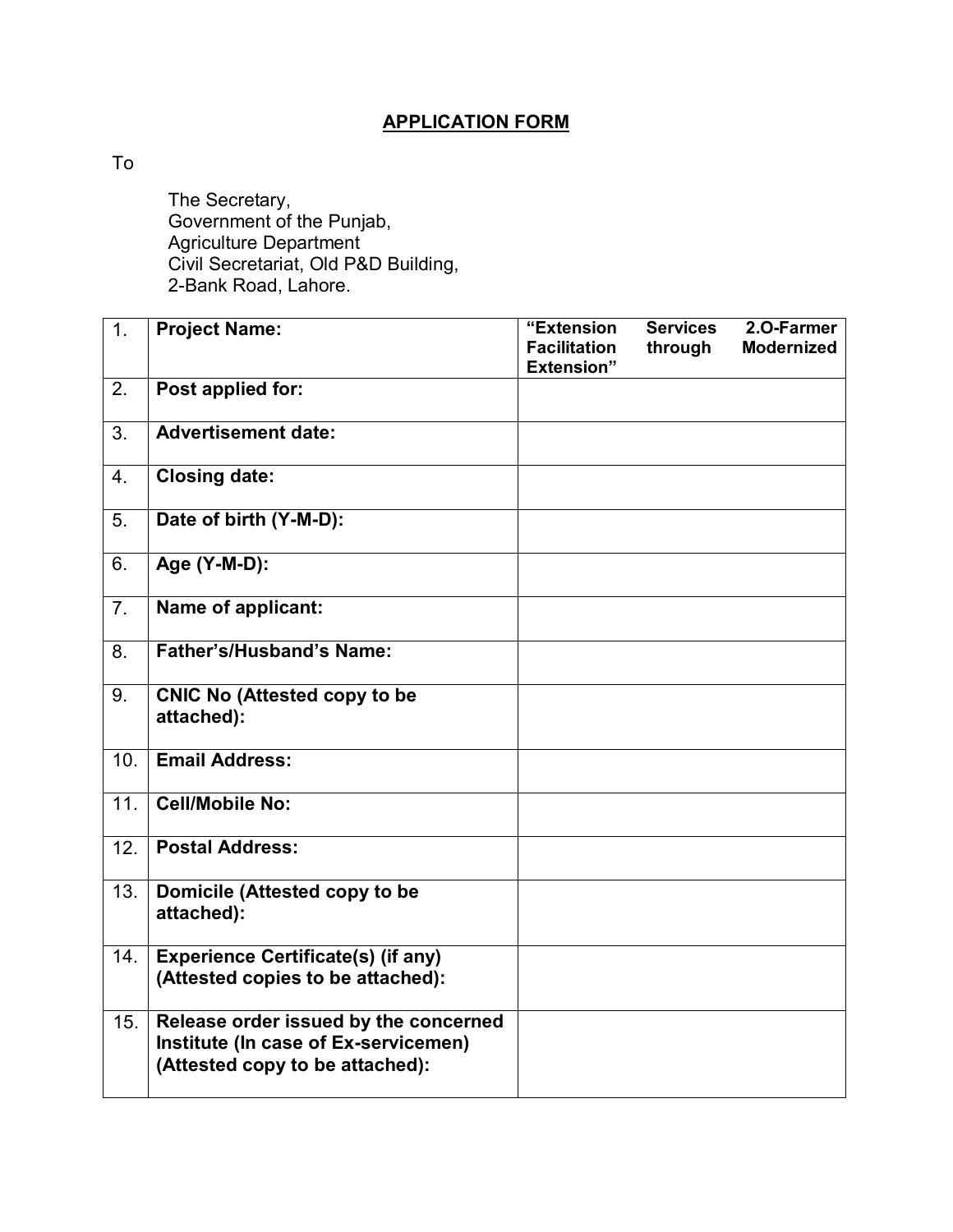## APPLICATION FORM

To

The Secretary,
Government of the Punjab,
Agriculture Department
Civil Secretariat, Old P&D Building,
2-Bank Road, Lahore.

| | | |
|---|---|---|
| 1. | **Project Name:** | **"Extension Services 2.O-Farmer Facilitation through Modernized Extension"** |
| 2. | **Post applied for:** | |
| 3. | **Advertisement date:** | |
| 4. | **Closing date:** | |
| 5. | **Date of birth (Y-M-D):** | |
| 6. | **Age (Y-M-D):** | |
| 7. | **Name of applicant:** | |
| 8. | **Father's/Husband's Name:** | |
| 9. | **CNIC No (Attested copy to be attached):** | |
| 10. | **Email Address:** | |
| 11. | **Cell/Mobile No:** | |
| 12. | **Postal Address:** | |
| 13. | **Domicile (Attested copy to be attached):** | |
| 14. | **Experience Certificate(s) (if any) (Attested copies to be attached):** | |
| 15. | **Release order issued by the concerned Institute (In case of Ex-servicemen) (Attested copy to be attached):** | |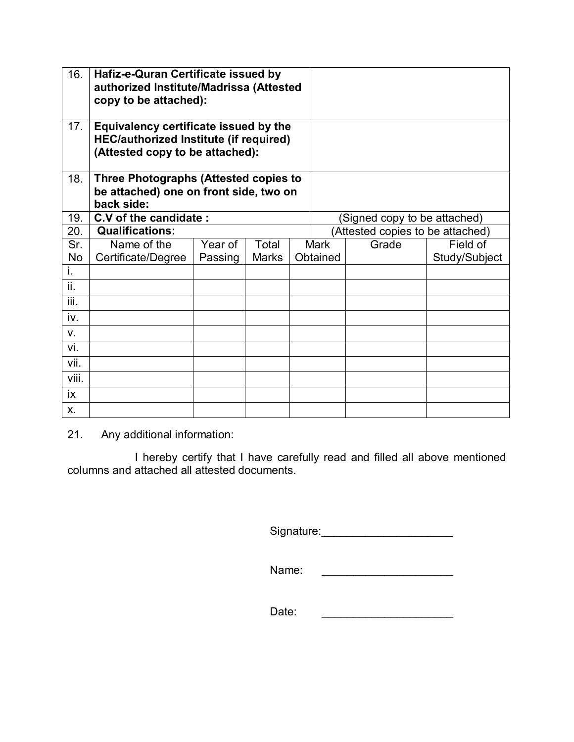| | | |
|---|---|---|
| 16. | **Hafiz-e-Quran Certificate issued by authorized Institute/Madrissa (Attested copy to be attached):** | |
| 17. | **Equivalency certificate issued by the HEC/authorized Institute (if required) (Attested copy to be attached):** | |
| 18. | **Three Photographs (Attested copies to be attached) one on front side, two on back side:** | |
| 19. | **C.V of the candidate :** | (Signed copy to be attached) |
| 20. | **Qualifications:** | (Attested copies to be attached) |

| Sr. No | Name of the Certificate/Degree | Year of Passing | Total Marks | Mark Obtained | Grade | Field of Study/Subject |
|---|---|---|---|---|---|---|
| i. | | | | | | |
| ii. | | | | | | |
| iii. | | | | | | |
| iv. | | | | | | |
| v. | | | | | | |
| vi. | | | | | | |
| vii. | | | | | | |
| viii. | | | | | | |
| ix | | | | | | |
| x. | | | | | | |

21. Any additional information:

I hereby certify that I have carefully read and filled all above mentioned columns and attached all attested documents.

Signature:______________________

Name: ______________________

Date: ______________________